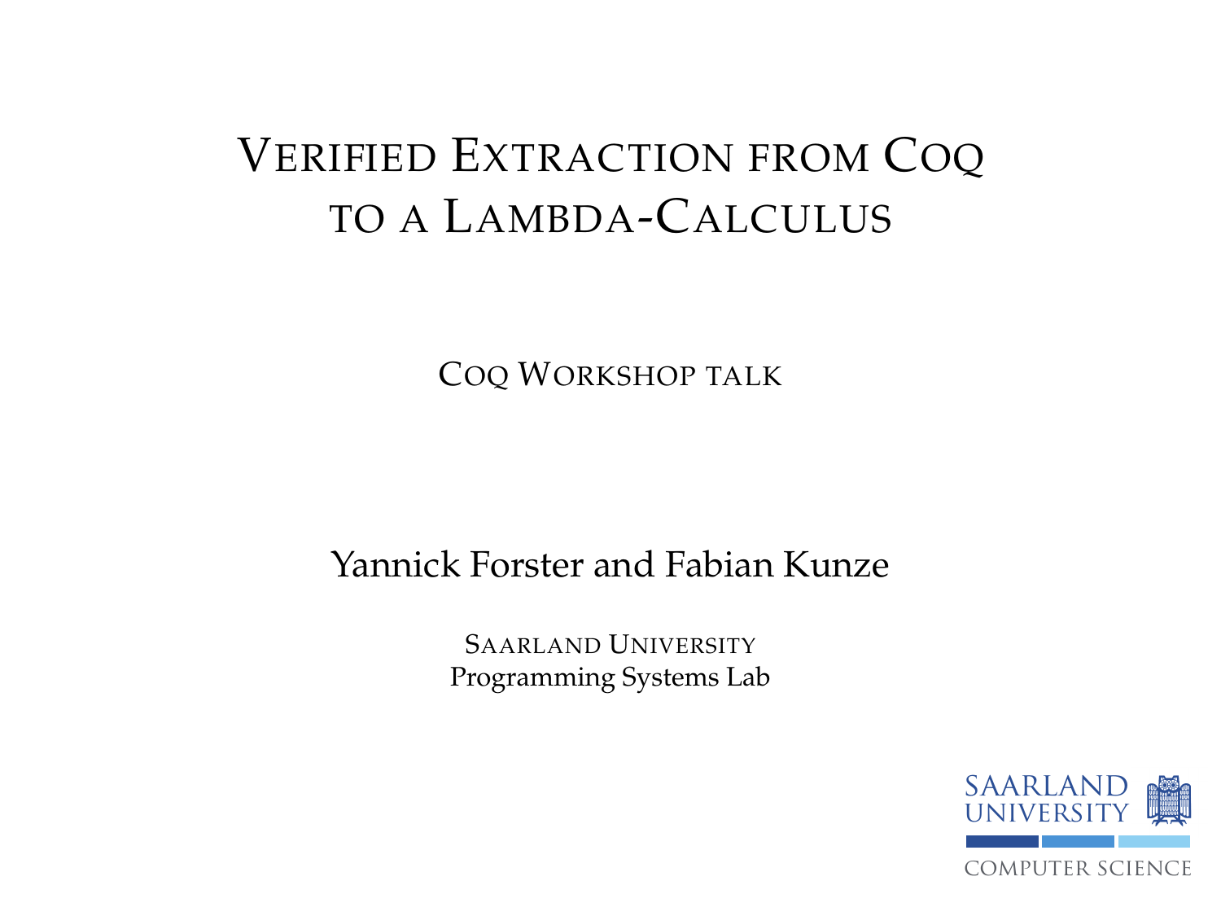# Verified Extraction from Coq to a Lambda-Calculus

Coq Workshop talk

Yannick Forster and Fabian Kunze

Saarland University
Programming Systems Lab

Saarland University
Computer Science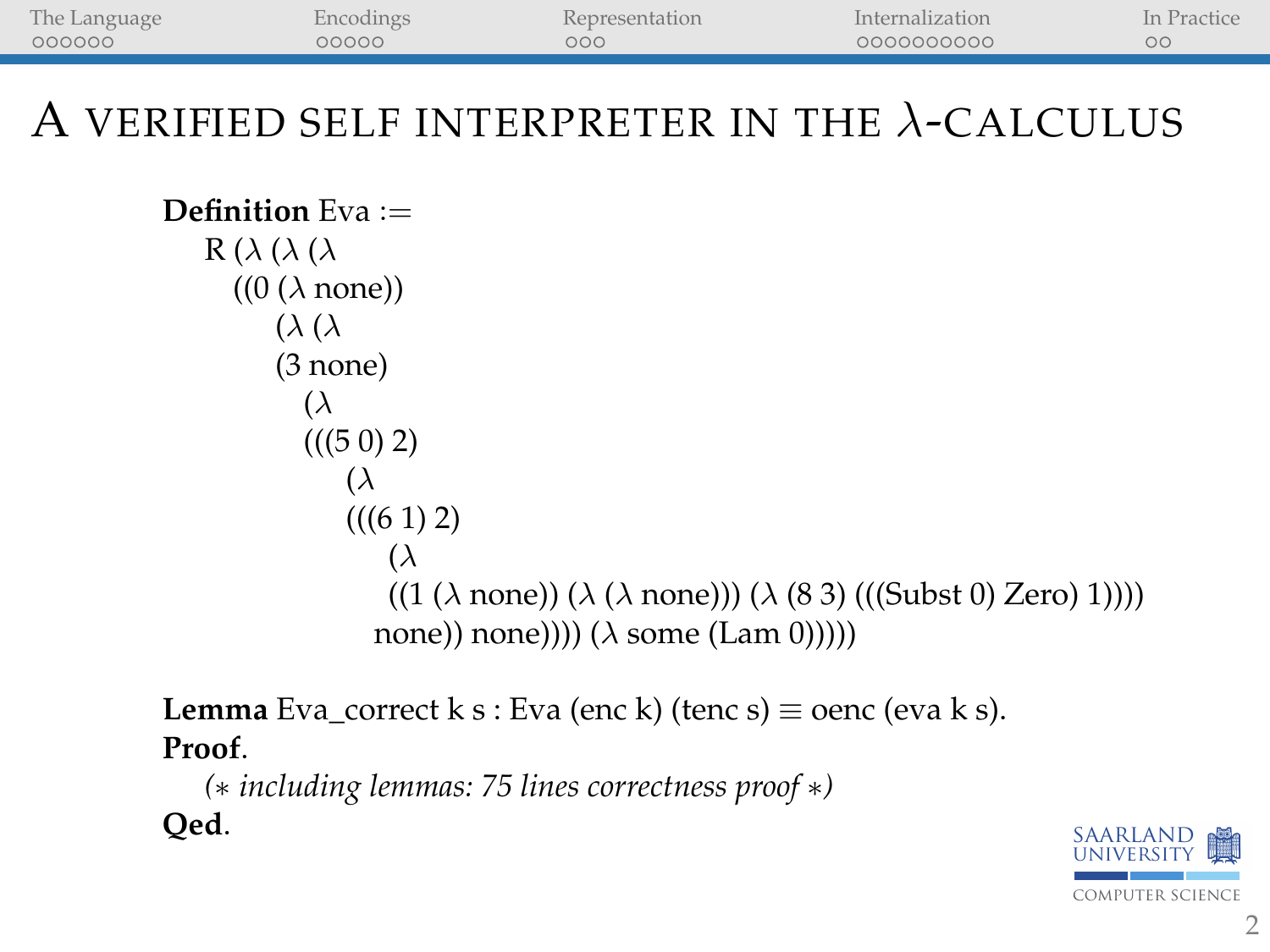# A verified self interpreter in the λ-calculus

```
Definition Eva :=
  R (λ (λ (λ
    ((0 (λ none))
       (λ (λ
       (3 none)
         (λ
         (((5 0) 2)
             (λ
             (((6 1) 2)
                 (λ
                 ((1 (λ none)) (λ (λ none))) (λ (8 3) (((Subst 0) Zero) 1))))
               none)) none)))) (λ some (Lam 0)))))

Lemma Eva_correct k s : Eva (enc k) (tenc s) ≡ oenc (eva k s).
Proof.
  (* including lemmas: 75 lines correctness proof *)
Qed.
```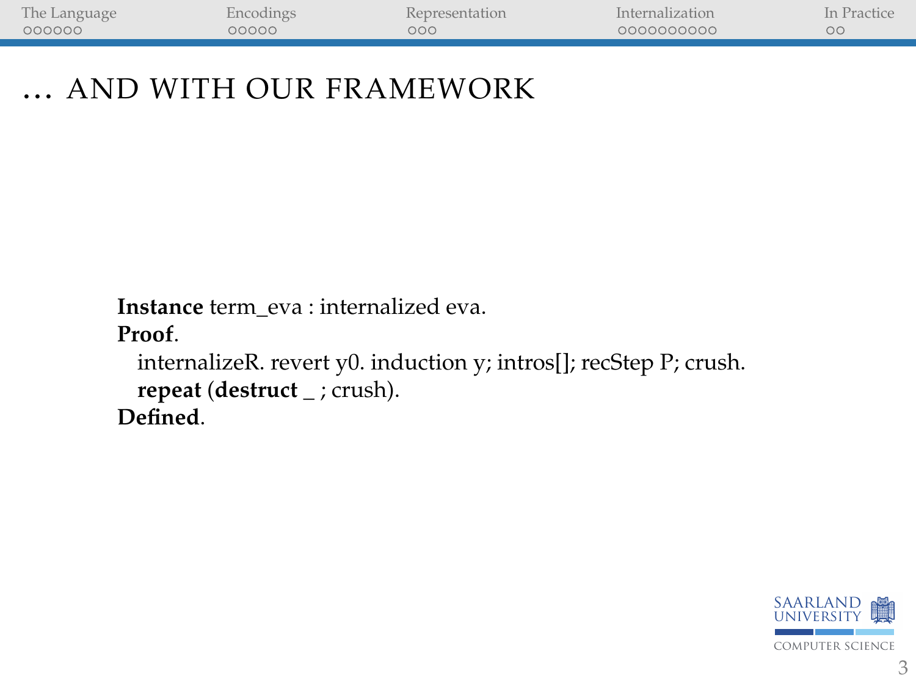# … AND WITH OUR FRAMEWORK

```
Instance term_eva : internalized eva.
Proof.
  internalizeR. revert y0. induction y; intros[]; recStep P; crush.
  repeat (destruct _ ; crush).
Defined.
```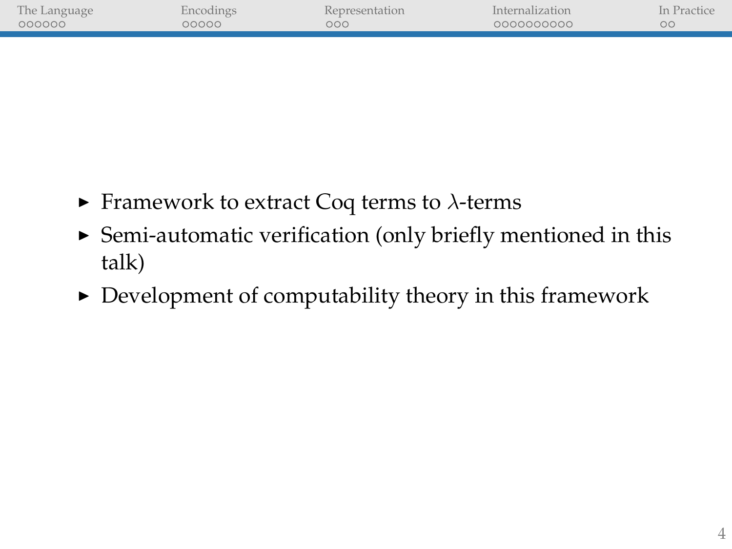- Framework to extract Coq terms to $\lambda$-terms
- Semi-automatic verification (only briefly mentioned in this talk)
- Development of computability theory in this framework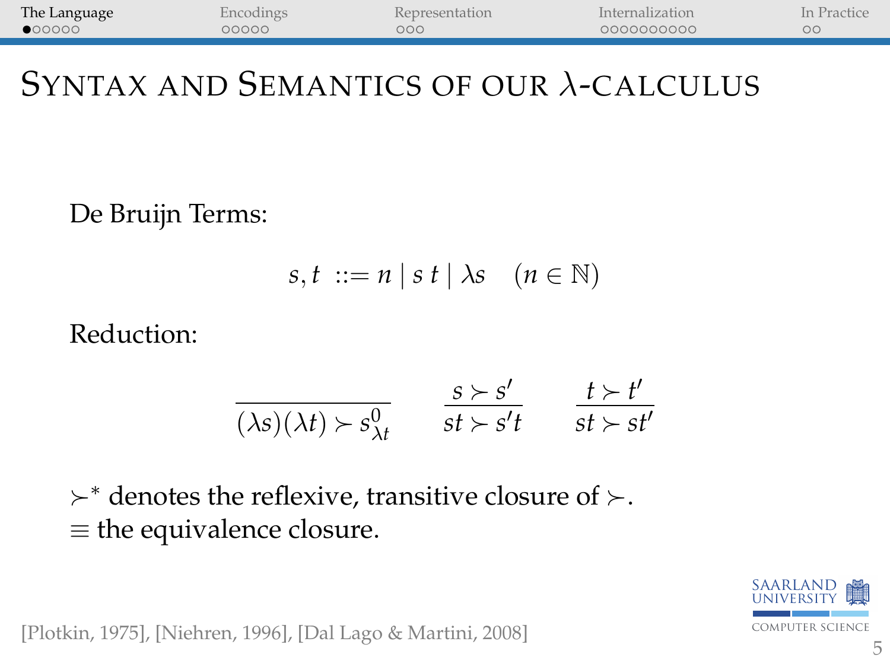# Syntax and Semantics of our $\lambda$-calculus

De Bruijn Terms:

$$s, t \ ::= n \mid s\ t \mid \lambda s \quad (n \in \mathbb{N})$$

Reduction:

$$\frac{}{(\lambda s)(\lambda t) \succ s^0_{\lambda t}} \qquad \frac{s \succ s'}{st \succ s't} \qquad \frac{t \succ t'}{st \succ st'}$$

$\succ^*$ denotes the reflexive, transitive closure of $\succ$.
$\equiv$ the equivalence closure.

[Plotkin, 1975], [Niehren, 1996], [Dal Lago & Martini, 2008]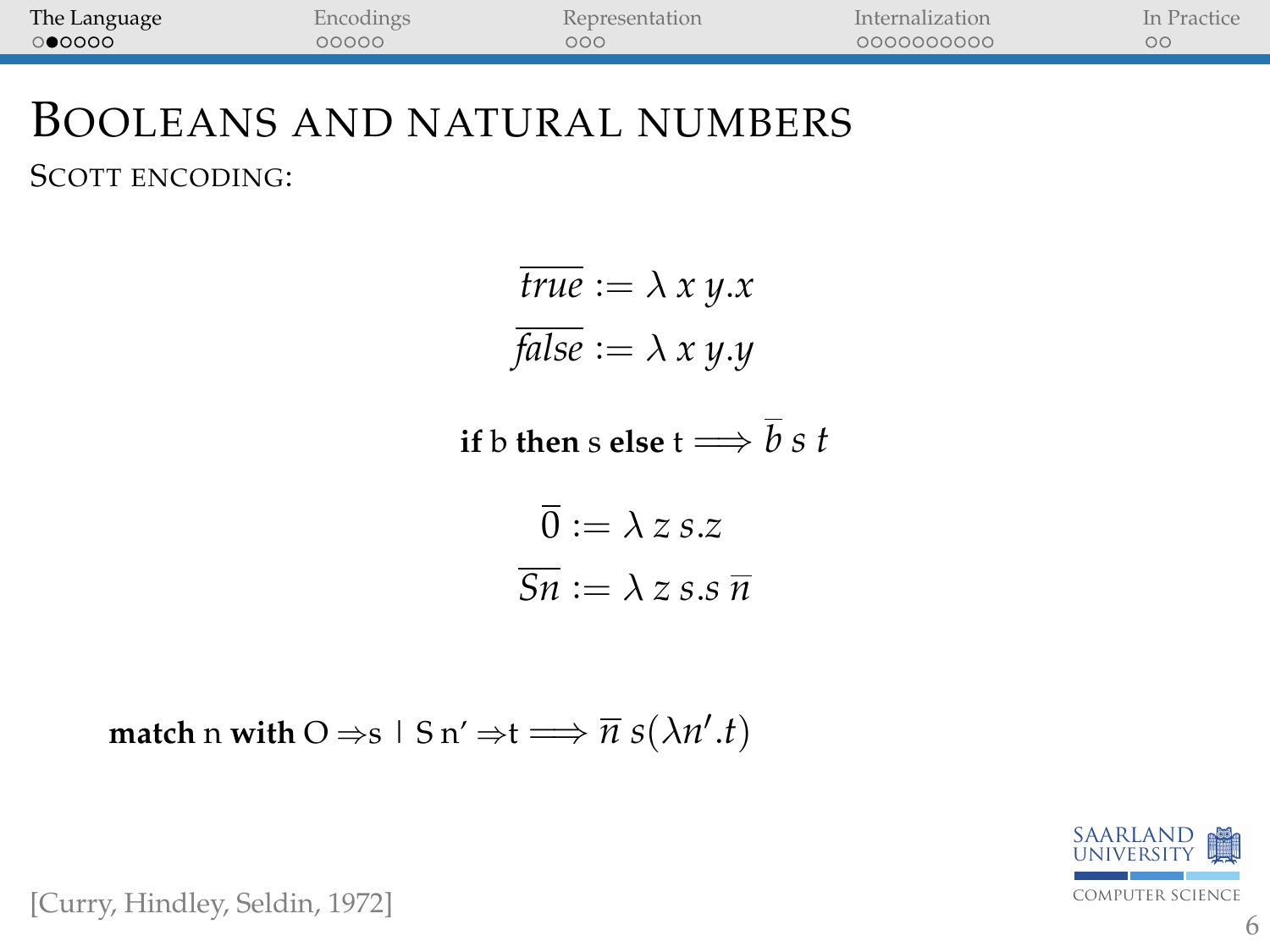# Booleans and natural numbers

Scott encoding:

$$\overline{true} := \lambda\, x\, y.x$$
$$\overline{false} := \lambda\, x\, y.y$$

$$\textbf{if } \mathrm{b} \textbf{ then } \mathrm{s} \textbf{ else } \mathrm{t} \Longrightarrow \overline{b}\; s\; t$$

$$\overline{0} := \lambda\, z\, s.z$$
$$\overline{Sn} := \lambda\, z\, s.s\, \overline{n}$$

$$\textbf{match } \mathrm{n} \textbf{ with } \mathrm{O} \Rightarrow \mathrm{s} \mid \mathrm{S}\, \mathrm{n}' \Rightarrow \mathrm{t} \Longrightarrow \overline{n}\; s (\lambda n'.t)$$

[Curry, Hindley, Seldin, 1972]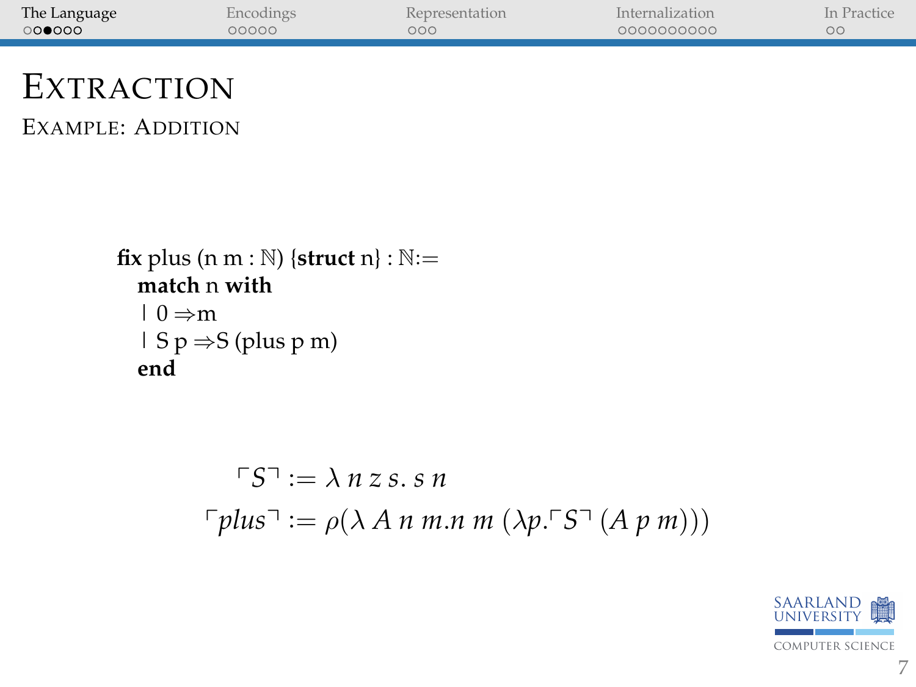# Extraction

## Example: Addition

```
fix plus (n m : ℕ) {struct n} : ℕ:=
  match n with
  | 0 ⇒m
  | S p ⇒S (plus p m)
  end
```

$$\ulcorner S \urcorner := \lambda\, n\, z\, s.\, s\, n$$

$$\ulcorner plus \urcorner := \rho(\lambda\, A\, n\, m.n\, m\, (\lambda p. \ulcorner S \urcorner\, (A\, p\, m)))$$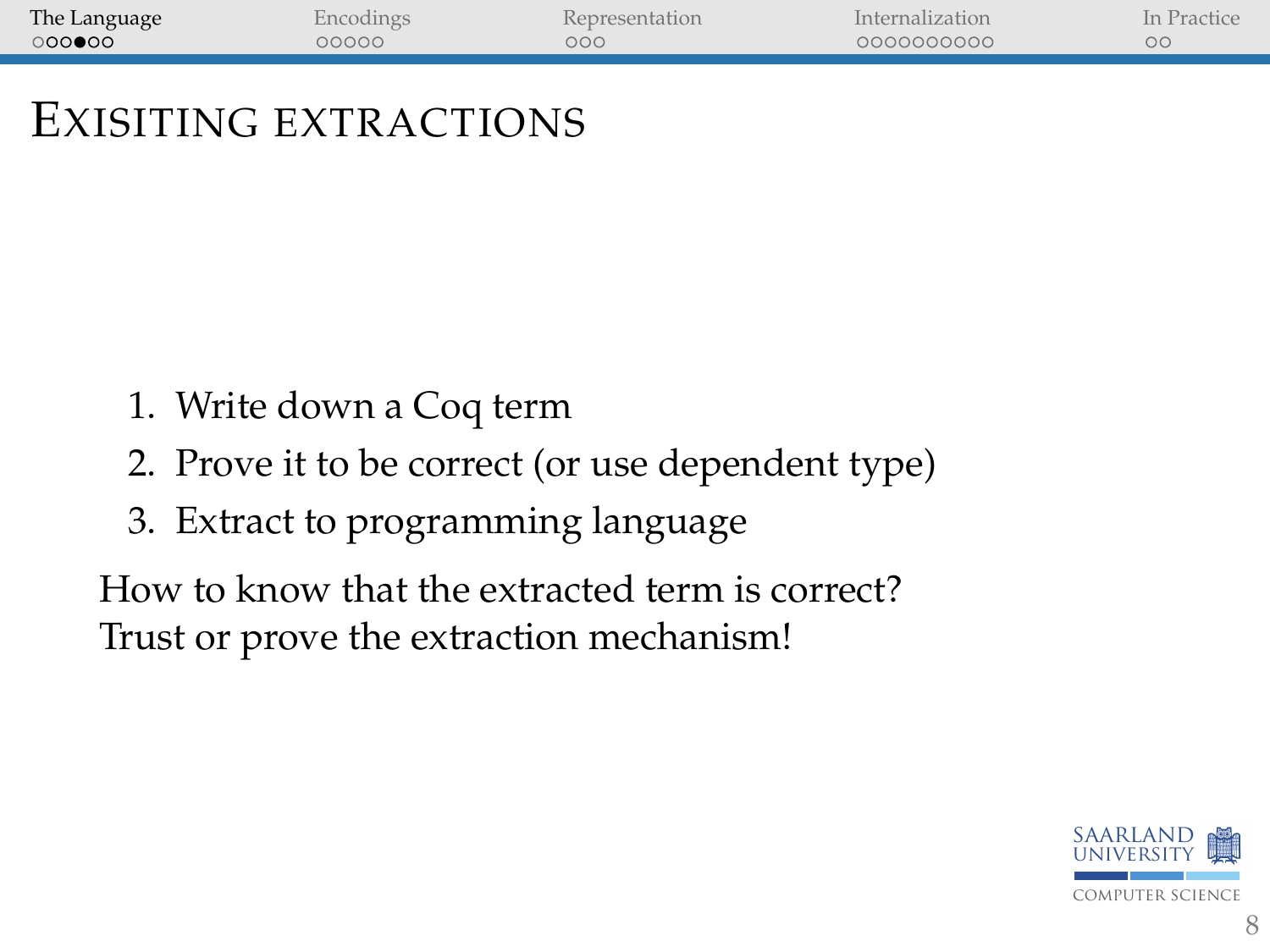# Exisiting extractions

1. Write down a Coq term
2. Prove it to be correct (or use dependent type)
3. Extract to programming language

How to know that the extracted term is correct?
Trust or prove the extraction mechanism!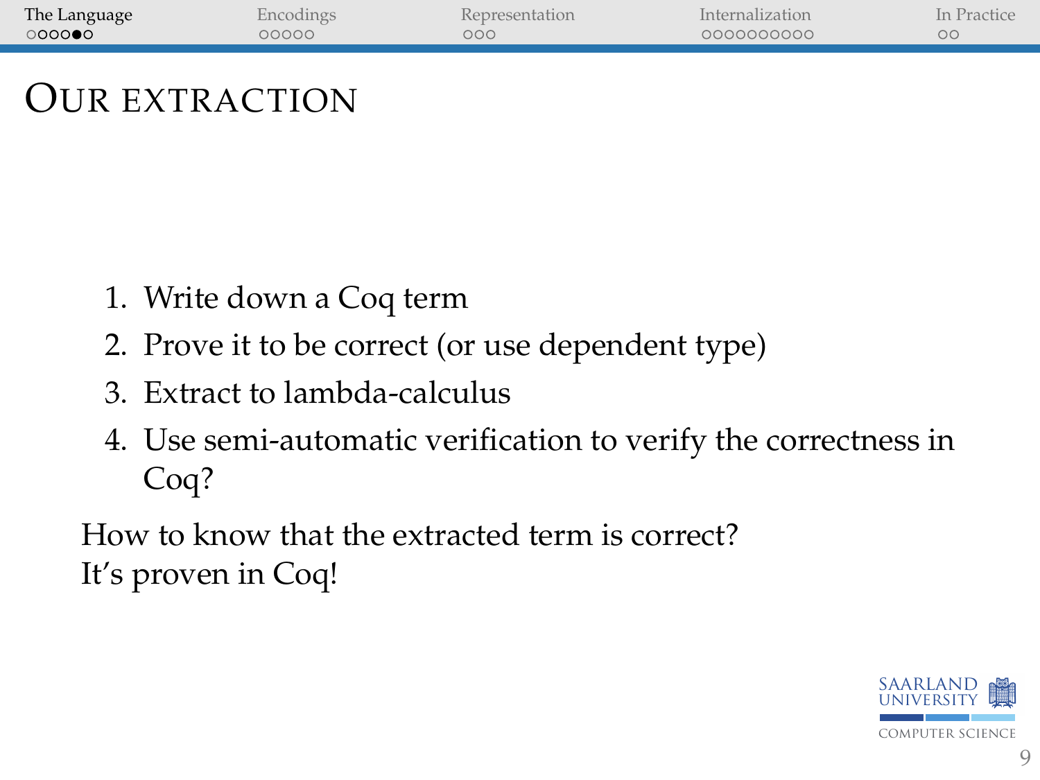# Our extraction

1. Write down a Coq term
2. Prove it to be correct (or use dependent type)
3. Extract to lambda-calculus
4. Use semi-automatic verification to verify the correctness in Coq?

How to know that the extracted term is correct?
It's proven in Coq!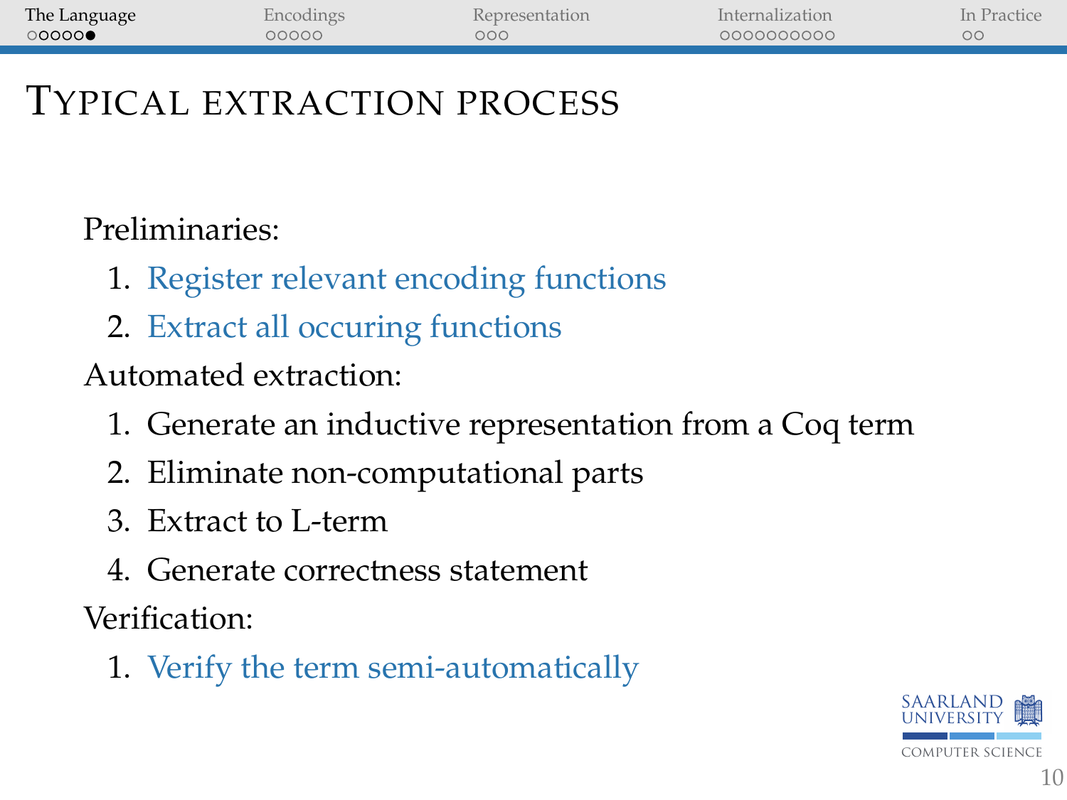# Typical extraction process

Preliminaries:

1. Register relevant encoding functions
2. Extract all occuring functions

Automated extraction:

1. Generate an inductive representation from a Coq term
2. Eliminate non-computational parts
3. Extract to L-term
4. Generate correctness statement

Verification:

1. Verify the term semi-automatically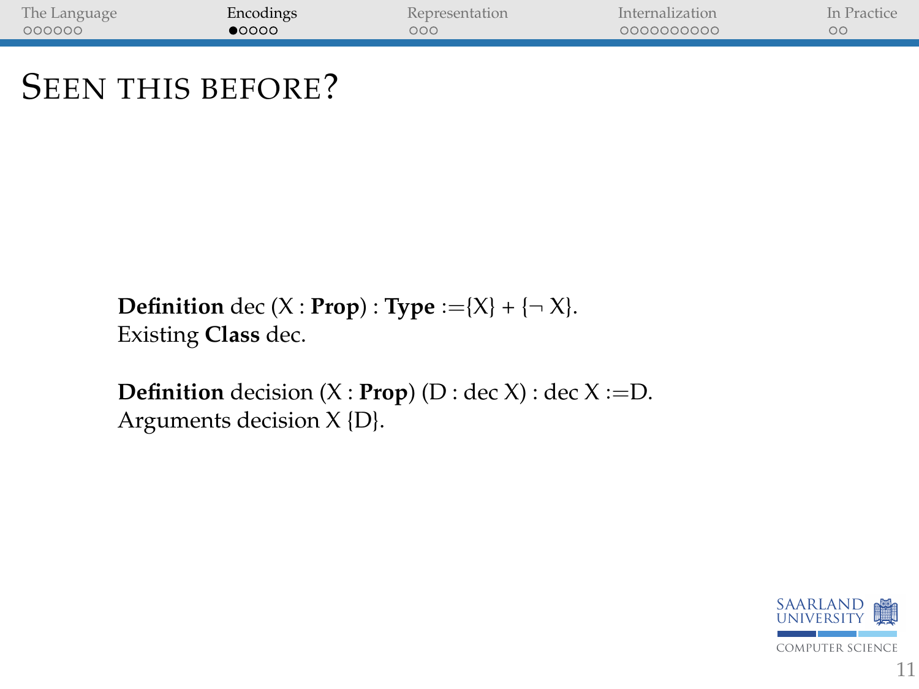# Seen this before?

```
Definition dec (X : Prop) : Type :={X} + {¬ X}.
Existing Class dec.

Definition decision (X : Prop) (D : dec X) : dec X :=D.
Arguments decision X {D}.
```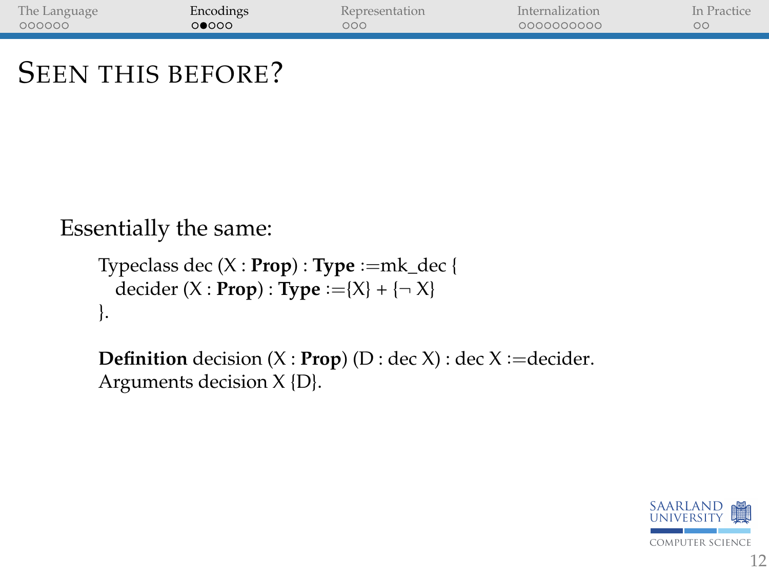# Seen this before?

Essentially the same:

```
Typeclass dec (X : Prop) : Type :=mk_dec {
  decider (X : Prop) : Type :={X} + {¬ X}
}.

Definition decision (X : Prop) (D : dec X) : dec X :=decider.
Arguments decision X {D}.
```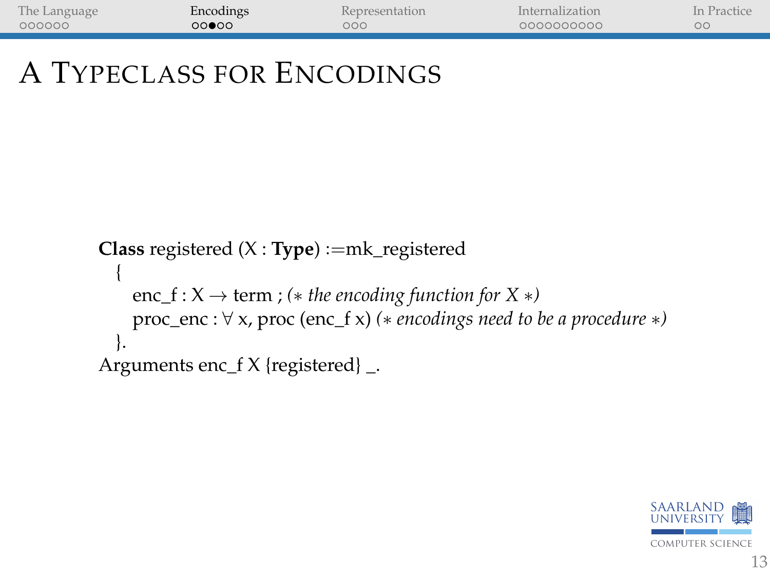# A Typeclass for Encodings

```
Class registered (X : Type) :=mk_registered
  {
    enc_f : X → term ; (* the encoding function for X *)
    proc_enc : ∀ x, proc (enc_f x) (* encodings need to be a procedure *)
  }.
Arguments enc_f X {registered} _.
```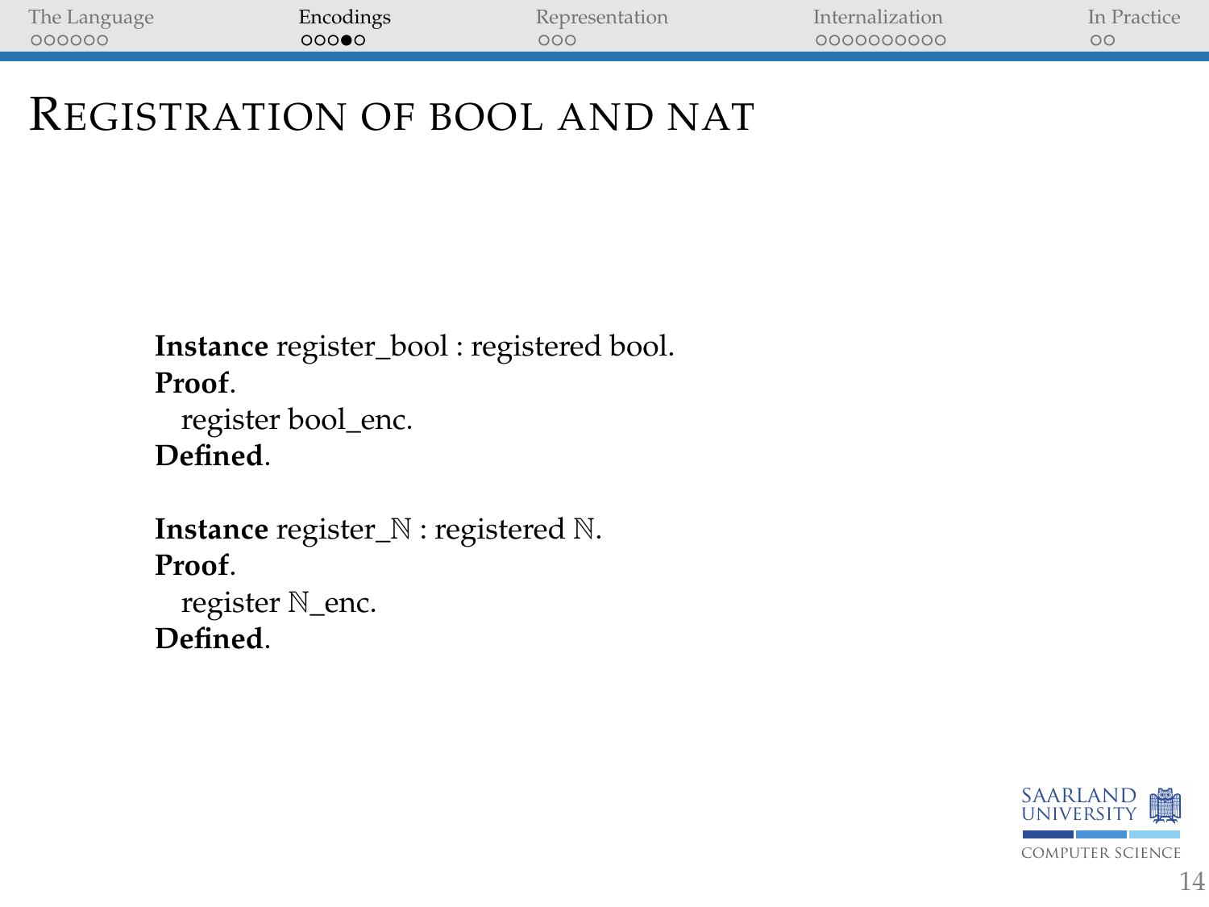# Registration of bool and nat

```
Instance register_bool : registered bool.
Proof.
  register bool_enc.
Defined.

Instance register_ℕ : registered ℕ.
Proof.
  register ℕ_enc.
Defined.
```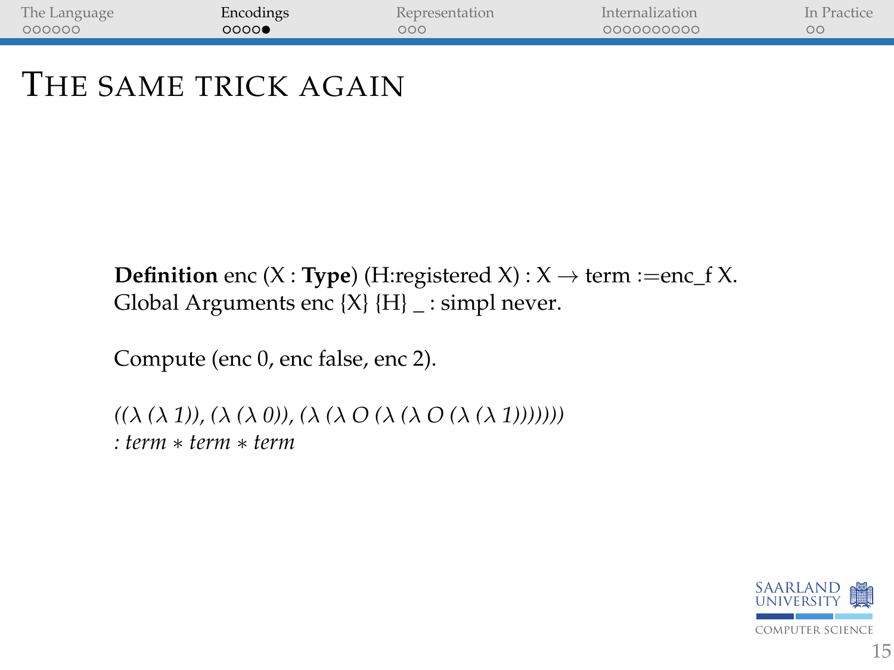# The same trick again

```
Definition enc (X : Type) (H:registered X) : X → term :=enc_f X.
Global Arguments enc {X} {H} _ : simpl never.

Compute (enc 0, enc false, enc 2).

((λ (λ 1)), (λ (λ 0)), (λ (λ O (λ (λ O (λ (λ 1)))))))
: term ∗ term ∗ term
```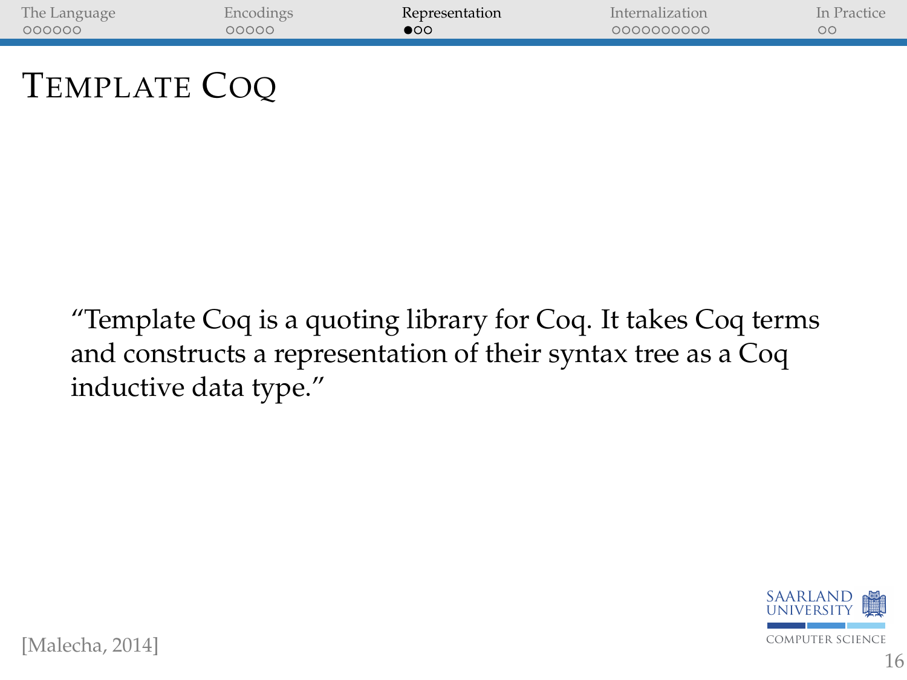# Template Coq

> "Template Coq is a quoting library for Coq. It takes Coq terms and constructs a representation of their syntax tree as a Coq inductive data type."

[Malecha, 2014]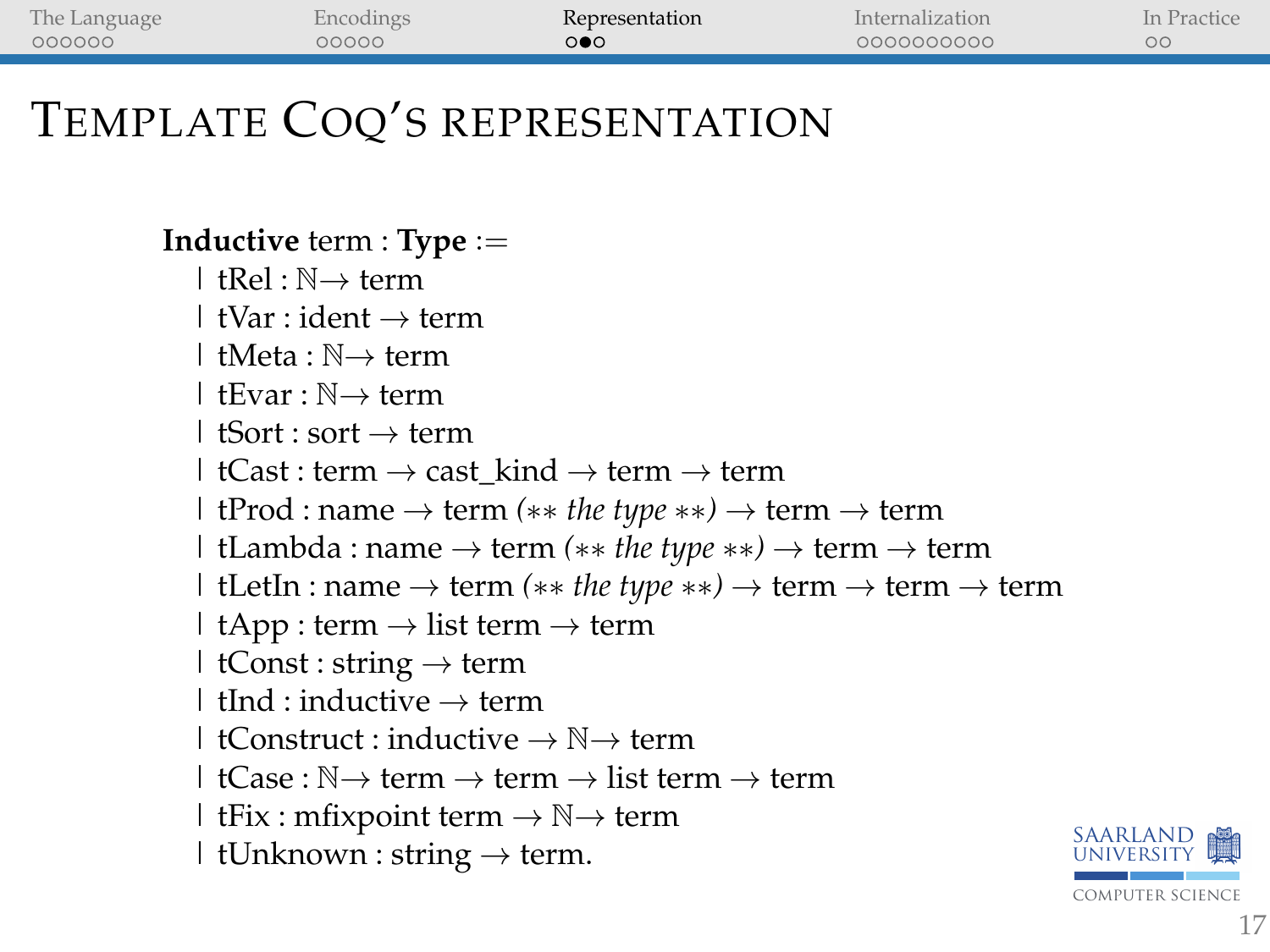# Template Coq's representation

```
Inductive term : Type :=
  | tRel : ℕ → term
  | tVar : ident → term
  | tMeta : ℕ → term
  | tEvar : ℕ → term
  | tSort : sort → term
  | tCast : term → cast_kind → term → term
  | tProd : name → term (** the type **) → term → term
  | tLambda : name → term (** the type **) → term → term
  | tLetIn : name → term (** the type **) → term → term → term
  | tApp : term → list term → term
  | tConst : string → term
  | tInd : inductive → term
  | tConstruct : inductive → ℕ → term
  | tCase : ℕ → term → term → list term → term
  | tFix : mfixpoint term → ℕ → term
  | tUnknown : string → term.
```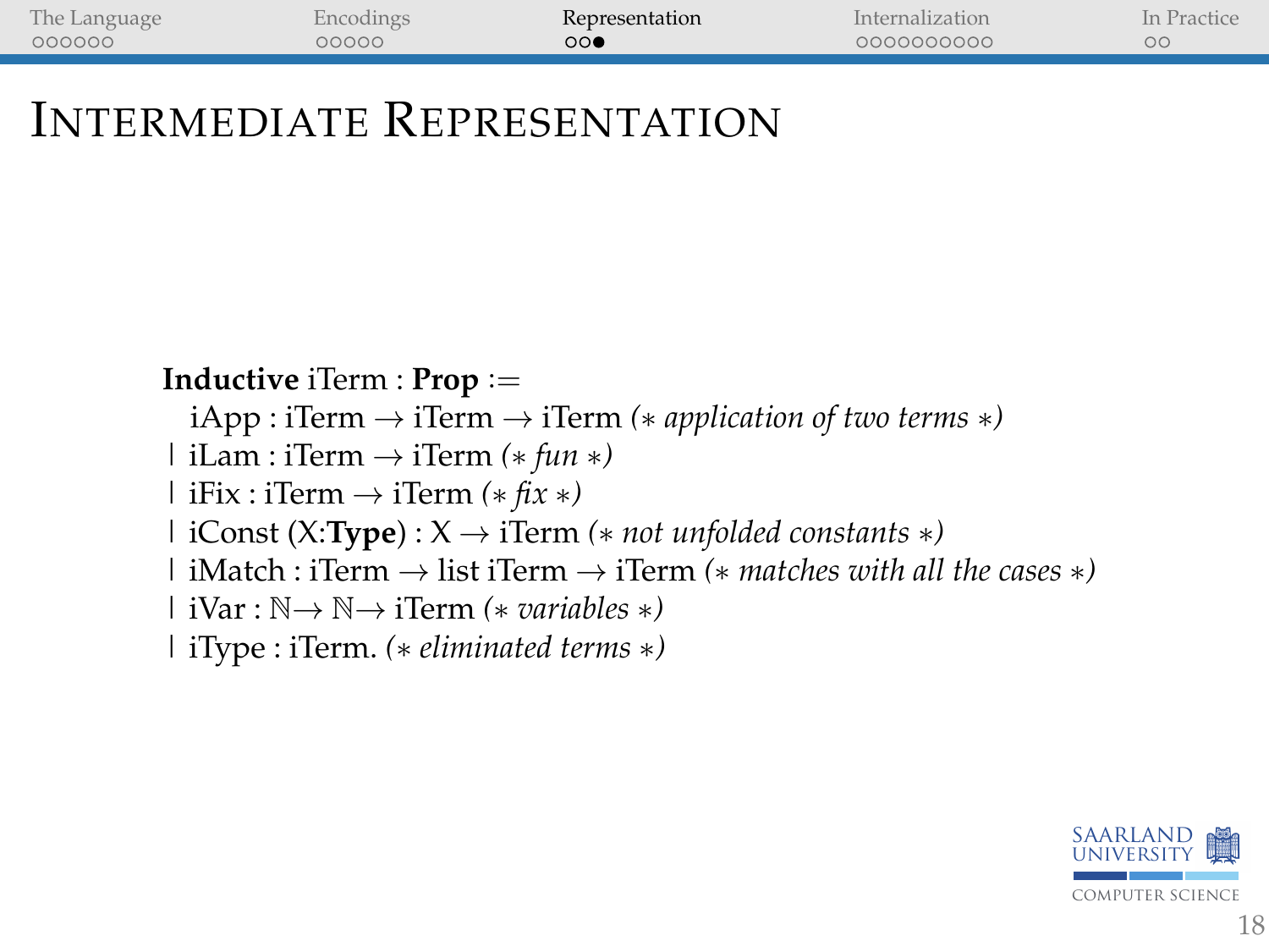# Intermediate Representation

```
Inductive iTerm : Prop :=
  iApp : iTerm → iTerm → iTerm (* application of two terms *)
| iLam : iTerm → iTerm (* fun *)
| iFix : iTerm → iTerm (* fix *)
| iConst (X:Type) : X → iTerm (* not unfolded constants *)
| iMatch : iTerm → list iTerm → iTerm (* matches with all the cases *)
| iVar : ℕ→ ℕ→ iTerm (* variables *)
| iType : iTerm. (* eliminated terms *)
```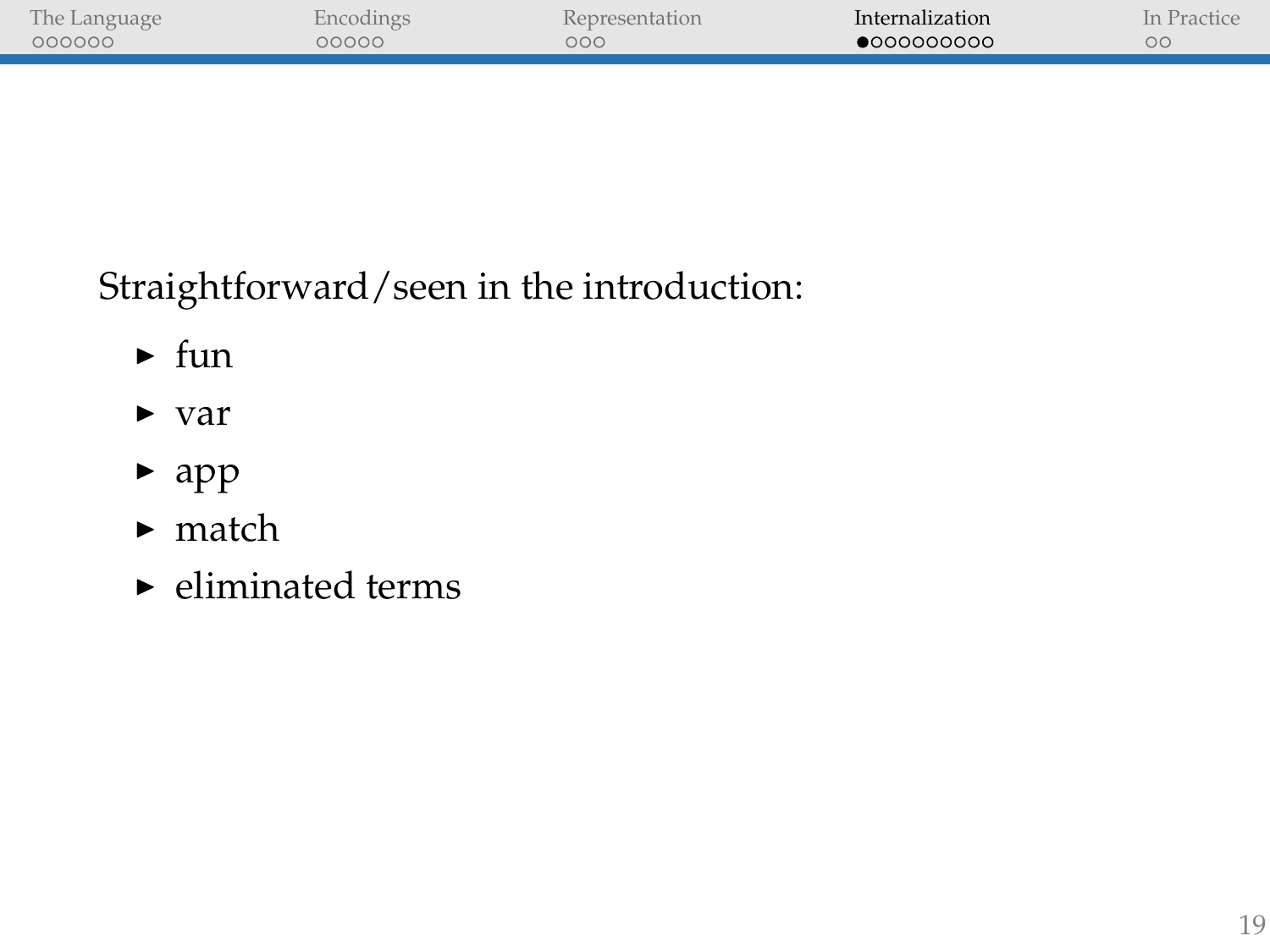Straightforward/seen in the introduction:

- fun
- var
- app
- match
- eliminated terms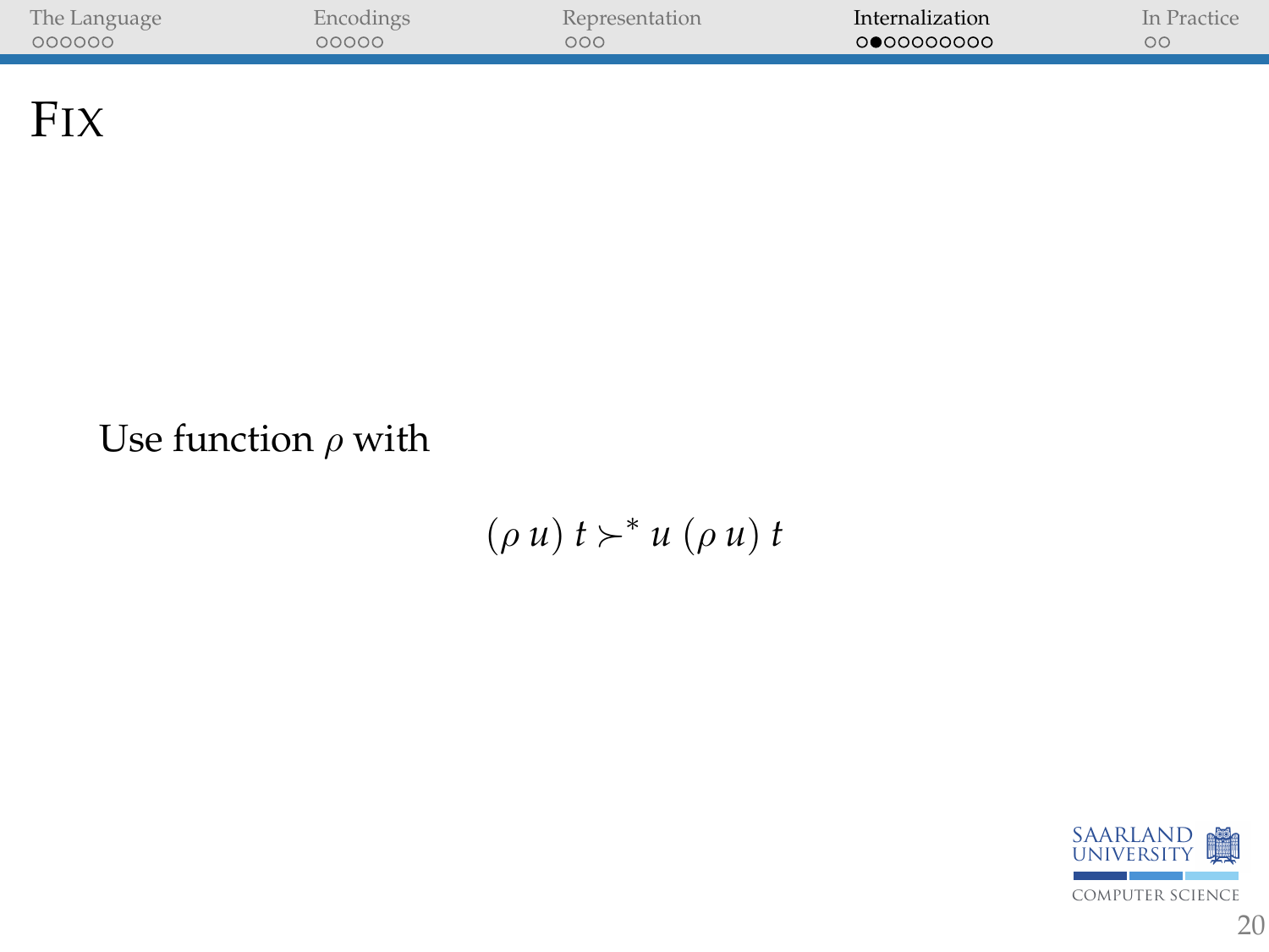# Fix

Use function $\rho$ with

$$(\rho\, u)\; t \succ^* u\; (\rho\, u)\; t$$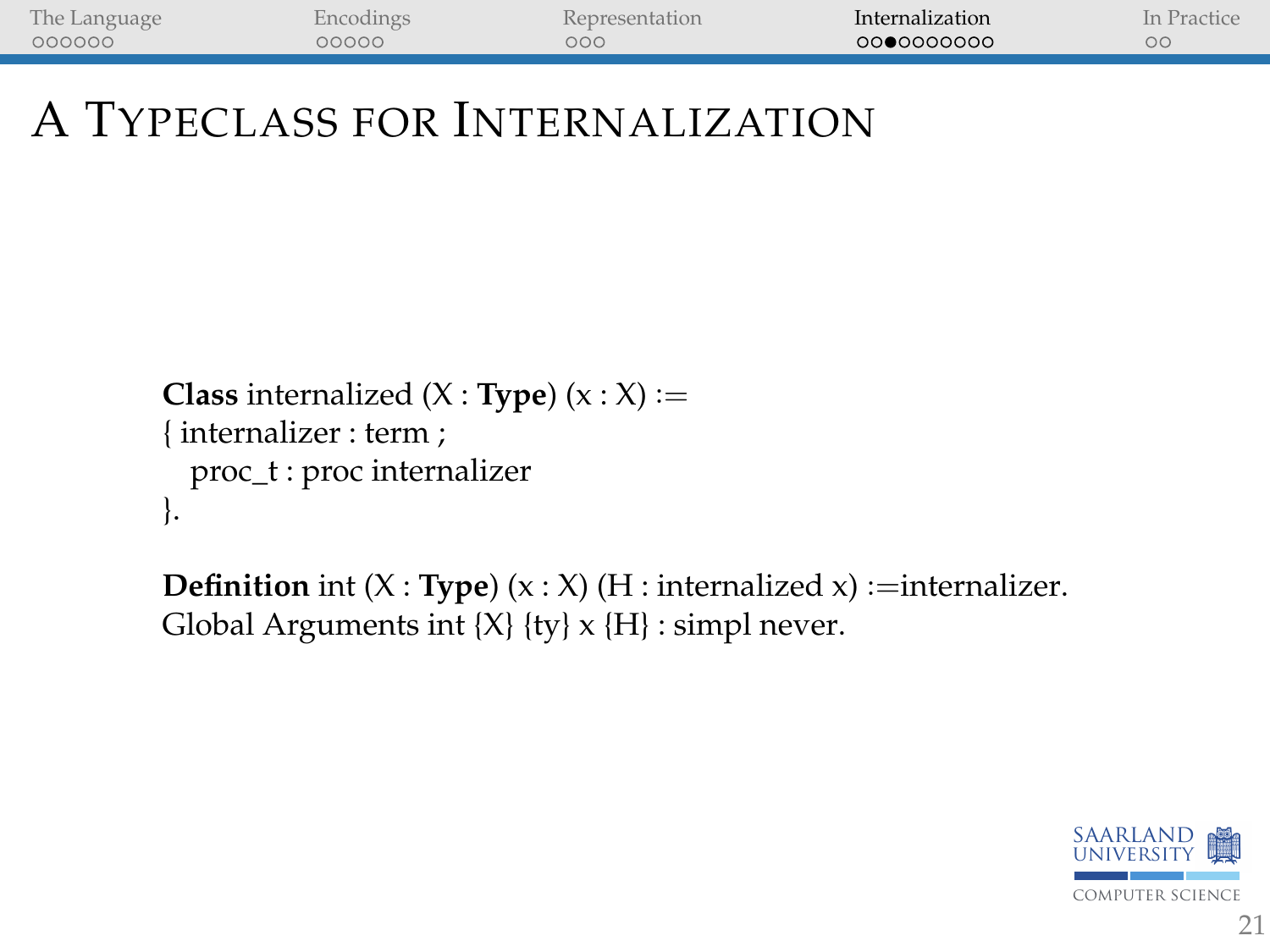# A Typeclass for Internalization

```
Class internalized (X : Type) (x : X) :=
{ internalizer : term ;
  proc_t : proc internalizer
}.

Definition int (X : Type) (x : X) (H : internalized x) :=internalizer.
Global Arguments int {X} {ty} x {H} : simpl never.
```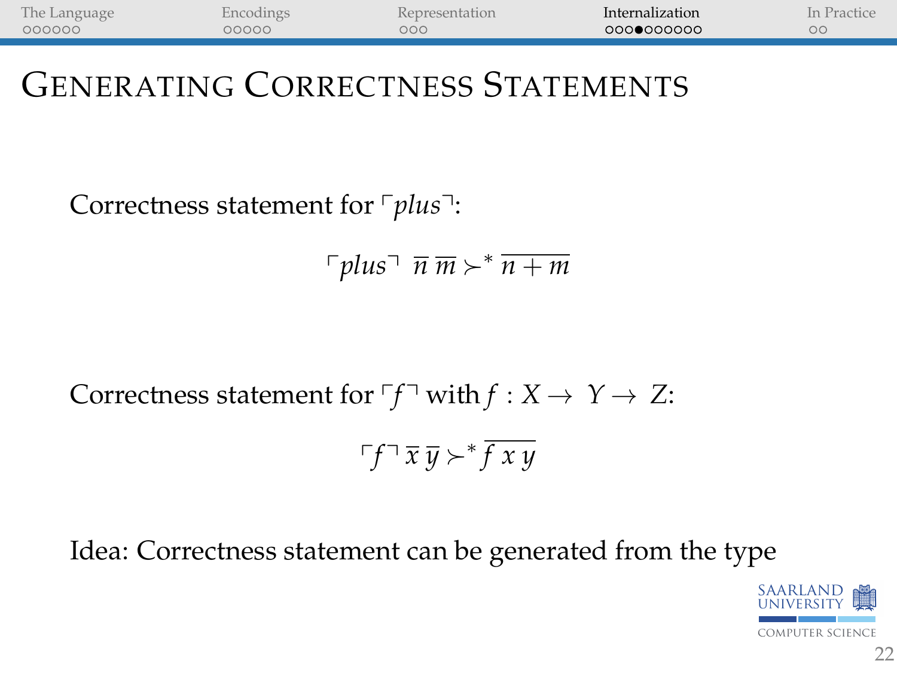# Generating Correctness Statements

Correctness statement for $\ulcorner plus \urcorner$:

$$\ulcorner plus \urcorner \;\; \overline{n}\, \overline{m} \succ^* \overline{n+m}$$

Correctness statement for $\ulcorner f \urcorner$ with $f : X \to Y \to Z$:

$$\ulcorner f \urcorner\, \overline{x}\, \overline{y} \succ^* \overline{f\; x\; y}$$

Idea: Correctness statement can be generated from the type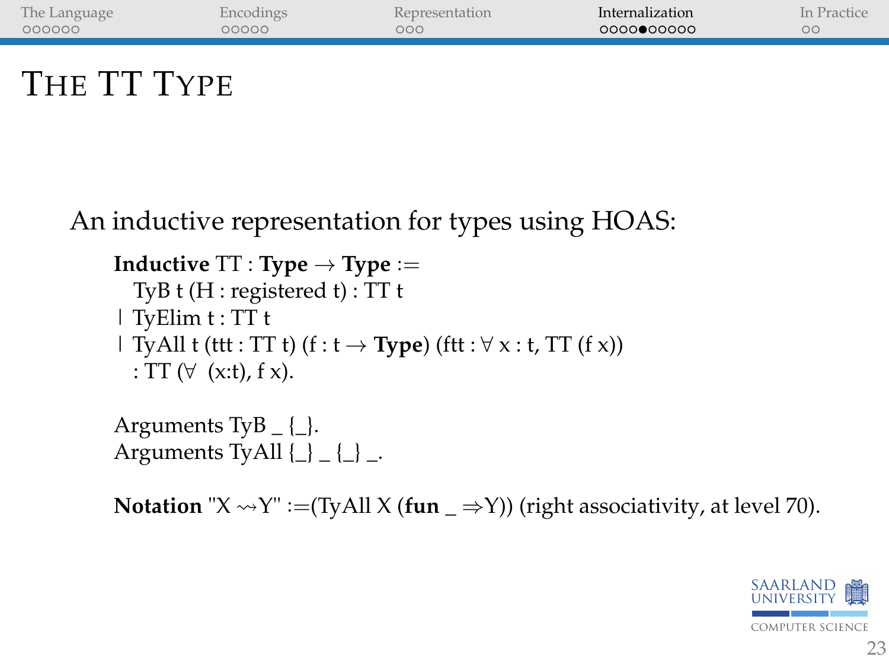# The TT Type

An inductive representation for types using HOAS:

```
Inductive TT : Type → Type :=
  TyB t (H : registered t) : TT t
| TyElim t : TT t
| TyAll t (ttt : TT t) (f : t → Type) (ftt : ∀ x : t, TT (f x))
  : TT (∀  (x:t), f x).

Arguments TyB _ {_}.
Arguments TyAll {_} _ {_} _.

Notation "X ⇝Y" :=(TyAll X (fun _ ⇒Y)) (right associativity, at level 70).
```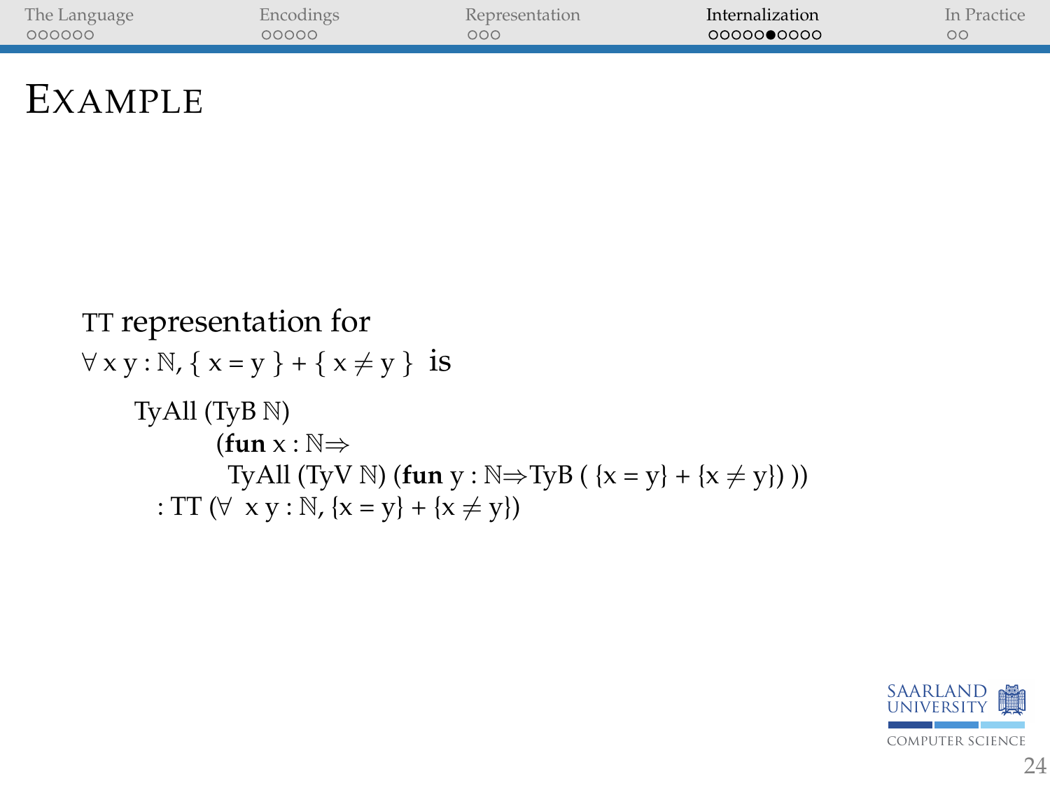# Example

TT representation for
$\forall$ x y : $\mathbb{N}$, { x = y } + { x $\neq$ y } is

```
TyAll (TyB ℕ)
      (fun x : ℕ⇒
       TyAll (TyV ℕ) (fun y : ℕ⇒TyB ( {x = y} + {x ≠ y}) ))
  : TT (∀  x y : ℕ, {x = y} + {x ≠ y})
```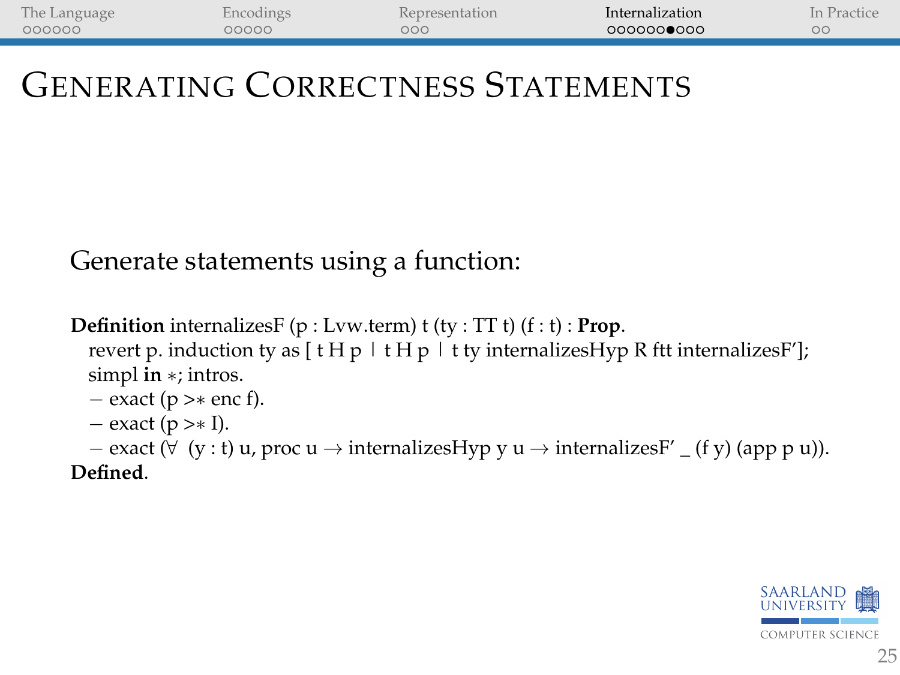# Generating Correctness Statements

Generate statements using a function:

```
Definition internalizesF (p : Lvw.term) t (ty : TT t) (f : t) : Prop.
  revert p. induction ty as [ t H p | t H p | t ty internalizesHyp R ftt internalizesF'];
  simpl in *; intros.
  - exact (p >* enc f).
  - exact (p >* I).
  - exact (∀ (y : t) u, proc u → internalizesHyp y u → internalizesF' _ (f y) (app p u)).
Defined.
```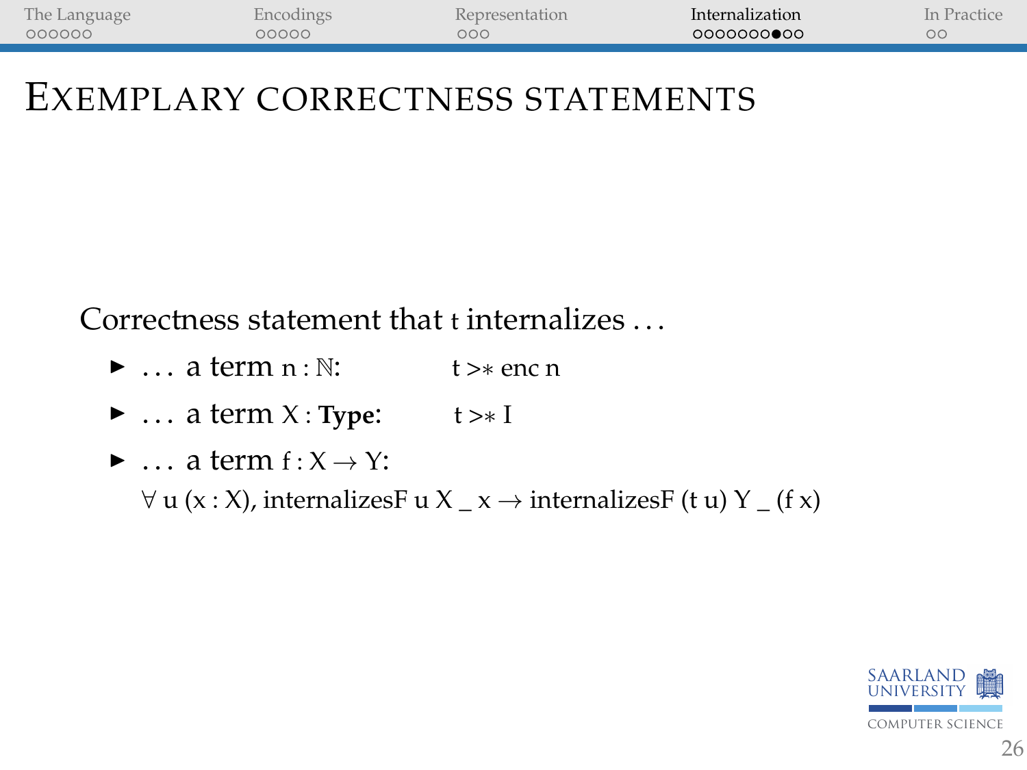# Exemplary correctness statements

Correctness statement that t internalizes ...

- ... a term $n : \mathbb{N}$: t >* enc n
- ... a term $X$ : **Type**: t >* I
- ... a term $f : X \to Y$:

  ∀ u (x : X), internalizesF u X _ x → internalizesF (t u) Y _ (f x)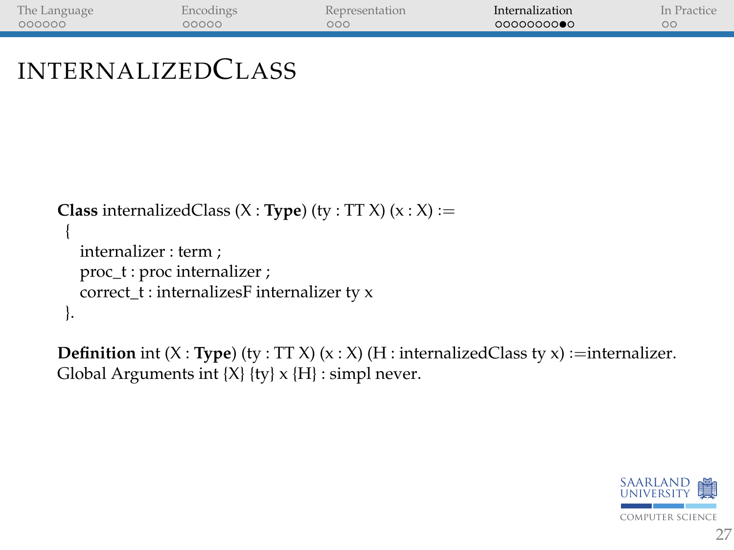# internalizedClass

```
Class internalizedClass (X : Type) (ty : TT X) (x : X) :=
 {
   internalizer : term ;
   proc_t : proc internalizer ;
   correct_t : internalizesF internalizer ty x
 }.

Definition int (X : Type) (ty : TT X) (x : X) (H : internalizedClass ty x) :=internalizer.
Global Arguments int {X} {ty} x {H} : simpl never.
```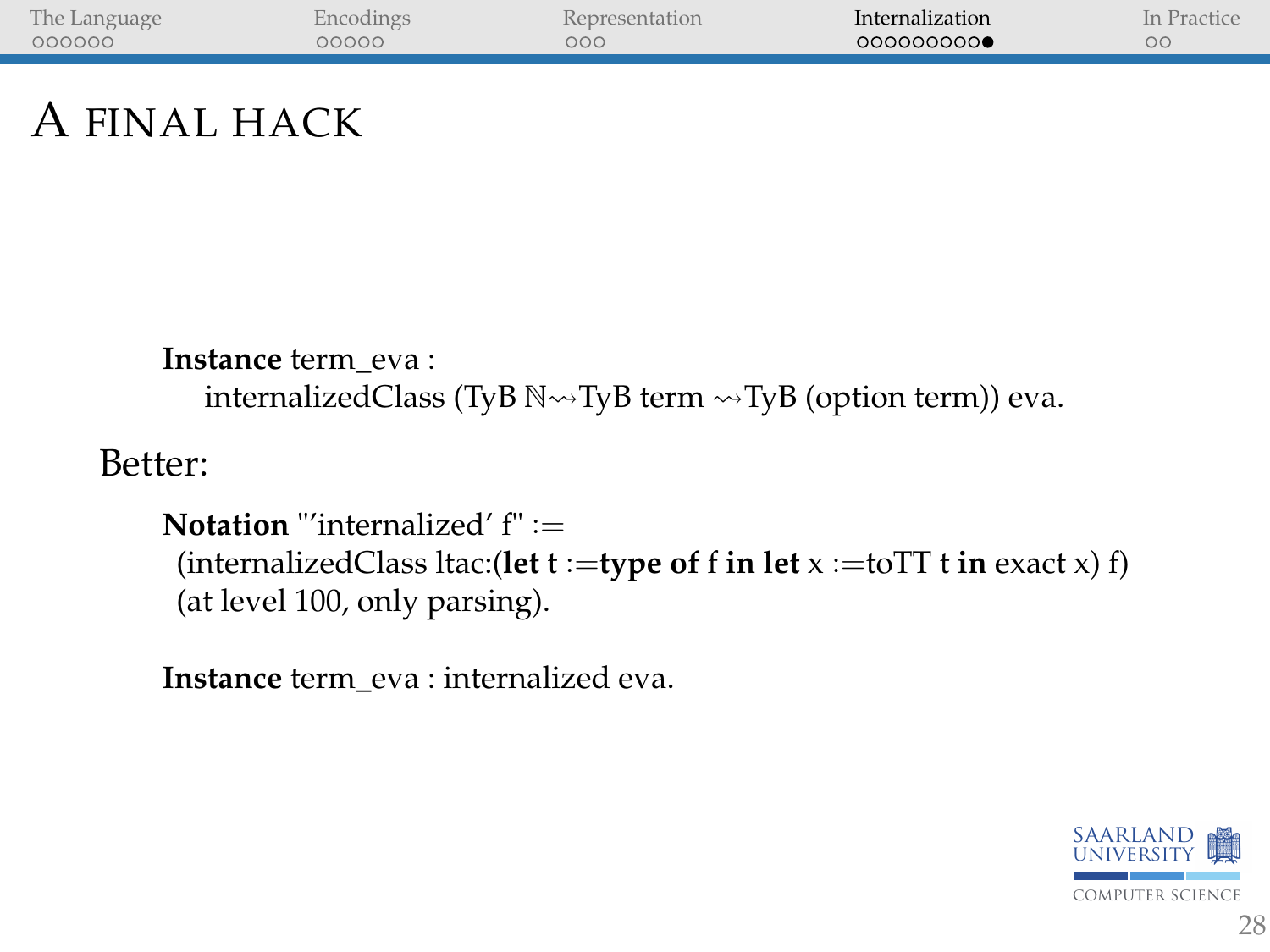# A final hack

```
Instance term_eva :
    internalizedClass (TyB ℕ⇝TyB term ⇝TyB (option term)) eva.
```

Better:

```
Notation "'internalized' f" :=
  (internalizedClass ltac:(let t :=type of f in let x :=toTT t in exact x) f)
  (at level 100, only parsing).

Instance term_eva : internalized eva.
```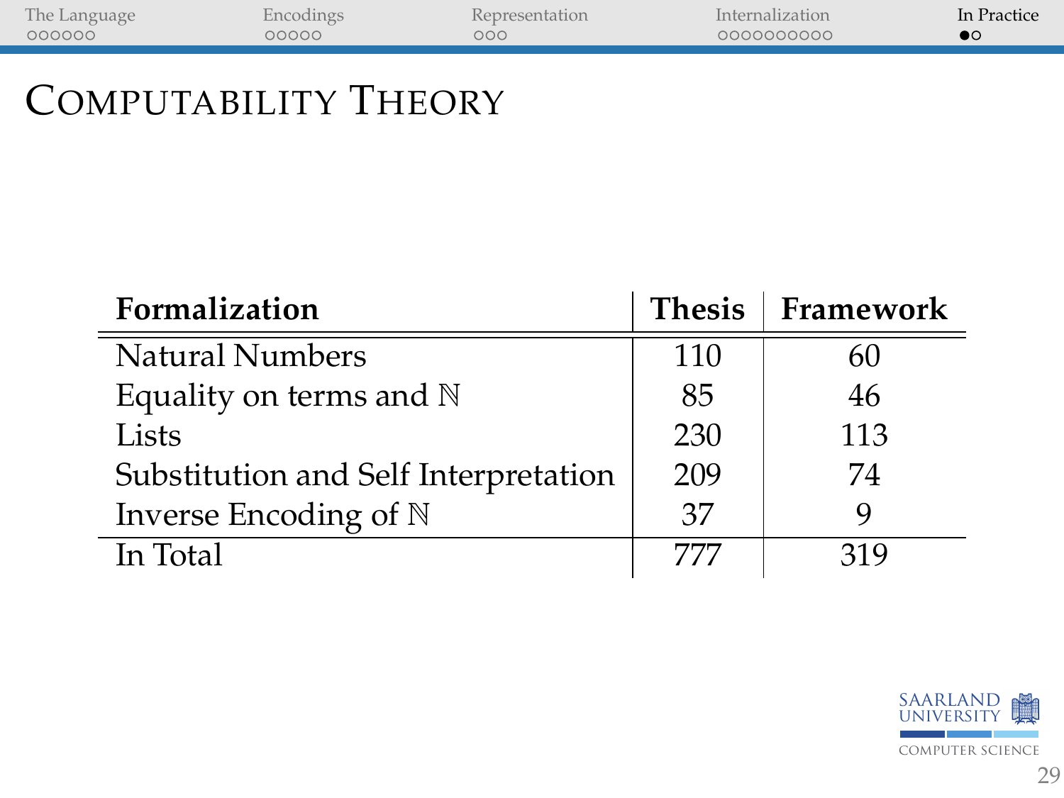# Computability Theory

| Formalization | Thesis | Framework |
|---|---|---|
| Natural Numbers | 110 | 60 |
| Equality on terms and $\mathbb{N}$ | 85 | 46 |
| Lists | 230 | 113 |
| Substitution and Self Interpretation | 209 | 74 |
| Inverse Encoding of $\mathbb{N}$ | 37 | 9 |
| In Total | 777 | 319 |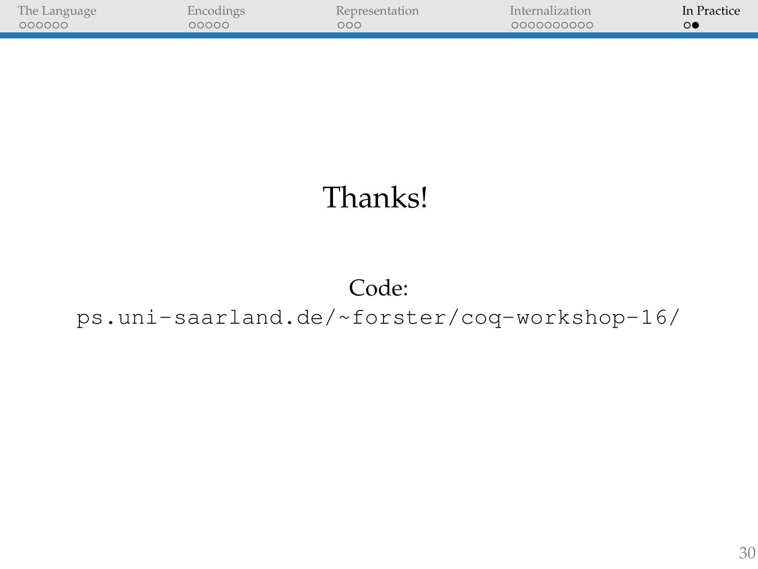# Thanks!

Code:

`ps.uni-saarland.de/~forster/coq-workshop-16/`